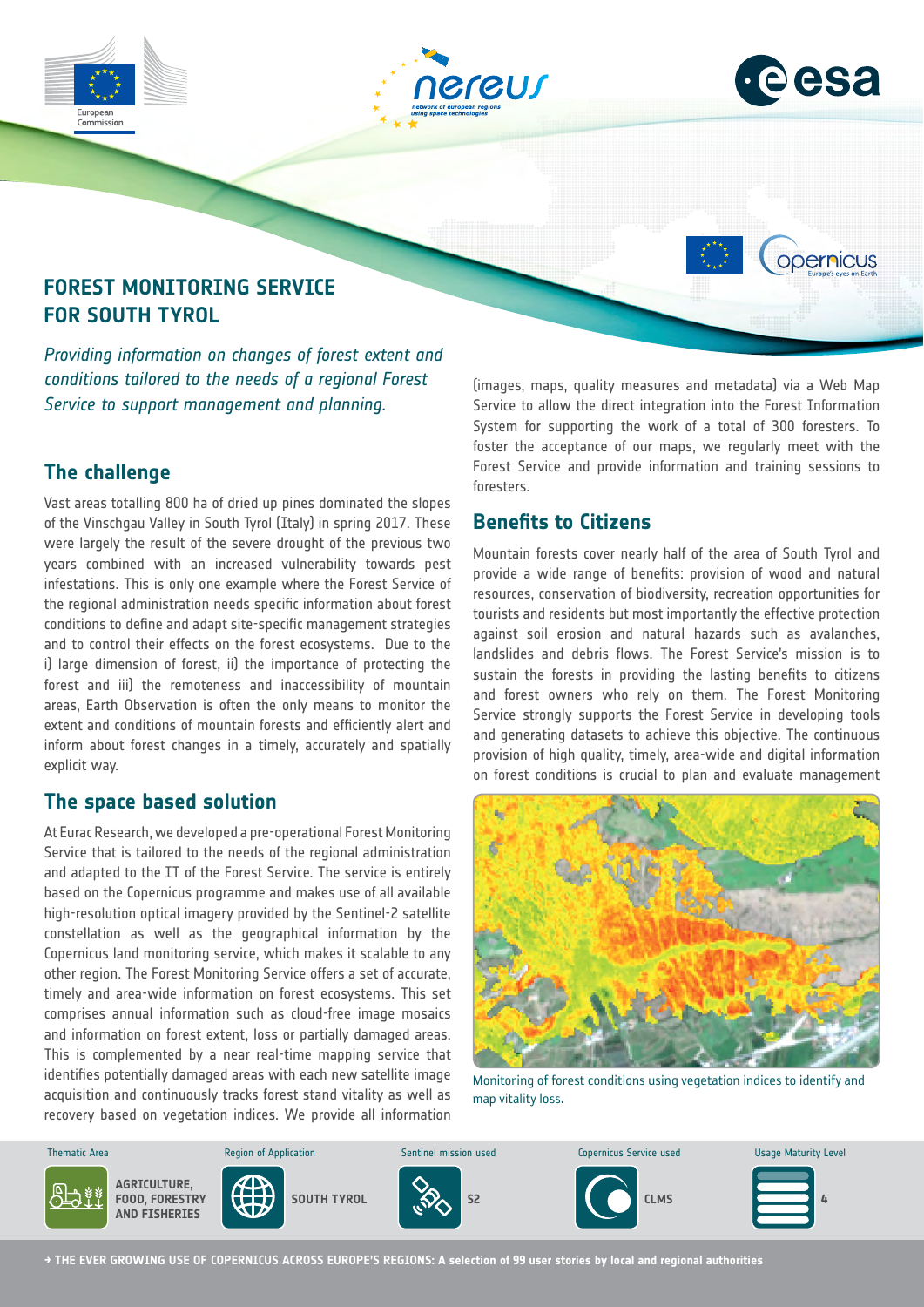# FOREST MONITORING SERVICE FOR SOUTH TYROL

*Providing information on changes of forest extent and conditions tailored to the needs of a regional Forest Service to support management and planning.*

## The challenge

Vast areas totalling 800 ha of dried up pines dominated the slopes of the Vinschgau Valley in South Tyrol (Italy) in spring 2017. These were largely the result of the severe drought of the previous two years combined with an increased vulnerability towards pest infestations. This is only one example where the Forest Service of the regional administration needs specific information about forest conditions to define and adapt site-specific management strategies and to control their effects on the forest ecosystems. Due to the i) large dimension of forest, ii) the importance of protecting the forest and iii) the remoteness and inaccessibility of mountain areas, Earth Observation is often the only means to monitor the extent and conditions of mountain forests and efficiently alert and inform about forest changes in a timely, accurately and spatially explicit way.

## The space based solution

At Eurac Research, we developed a pre-operational Forest Monitoring Service that is tailored to the needs of the regional administration and adapted to the IT of the Forest Service. The service is entirely based on the Copernicus programme and makes use of all available high-resolution optical imagery provided by the Sentinel-2 satellite constellation as well as the geographical information by the Copernicus land monitoring service, which makes it scalable to any other region. The Forest Monitoring Service offers a set of accurate, timely and area-wide information on forest ecosystems. This set comprises annual information such as cloud-free image mosaics and information on forest extent, loss or partially damaged areas. This is complemented by a near real-time mapping service that identifies potentially damaged areas with each new satellite image acquisition and continuously tracks forest stand vitality as well as recovery based on vegetation indices. We provide all information (images, maps, quality measures and metadata) via a Web Map Service to allow the direct integration into the Forest Information System for supporting the work of a total of 300 foresters. To foster the acceptance of our maps, we regularly meet with the Forest Service and provide information and training sessions to foresters.

## Benefits to Citizens

Mountain forests cover nearly half of the area of South Tyrol and provide a wide range of benefits: provision of wood and natural resources, conservation of biodiversity, recreation opportunities for tourists and residents but most importantly the effective protection against soil erosion and natural hazards such as avalanches, landslides and debris flows. The Forest Service's mission is to sustain the forests in providing the lasting benefits to citizens and forest owners who rely on them. The Forest Monitoring Service strongly supports the Forest Service in developing tools and generating datasets to achieve this objective. The continuous provision of high quality, timely, area-wide and digital information on forest conditions is crucial to plan and evaluate management

Monitoring of forest conditions using vegetation indices to identify and map vitality loss.

| Thematic Area | Region of Application | Sentinel mission used | Copernicus Service used | Usage Maturity Level |
|---|---|---|---|---|
| AGRICULTURE, FOOD, FORESTRY AND FISHERIES | SOUTH TYROL | S2 | CLMS | 4 |

→ THE EVER GROWING USE OF COPERNICUS ACROSS EUROPE'S REGIONS: A selection of 99 user stories by local and regional authorities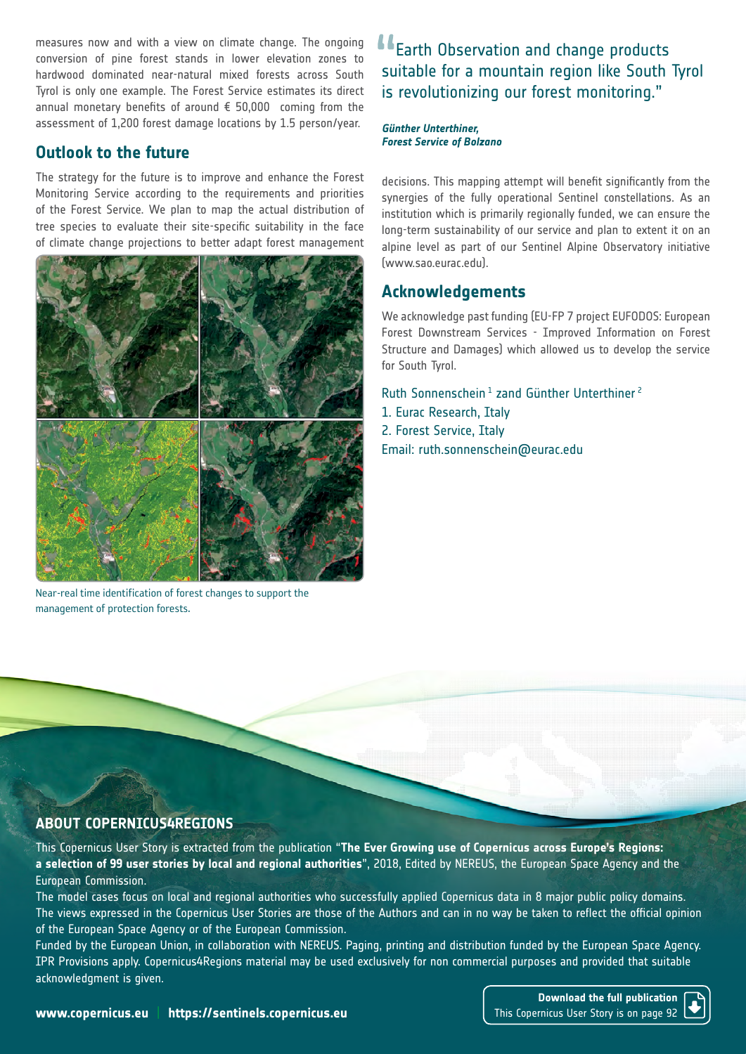measures now and with a view on climate change. The ongoing conversion of pine forest stands in lower elevation zones to hardwood dominated near-natural mixed forests across South Tyrol is only one example. The Forest Service estimates its direct annual monetary benefits of around € 50,000 coming from the assessment of 1,200 forest damage locations by 1.5 person/year.

## Outlook to the future

The strategy for the future is to improve and enhance the Forest Monitoring Service according to the requirements and priorities of the Forest Service. We plan to map the actual distribution of tree species to evaluate their site-specific suitability in the face of climate change projections to better adapt forest management decisions. This mapping attempt will benefit significantly from the synergies of the fully operational Sentinel constellations. As an institution which is primarily regionally funded, we can ensure the long-term sustainability of our service and plan to extent it on an alpine level as part of our Sentinel Alpine Observatory initiative (www.sao.eurac.edu).

Near-real time identification of forest changes to support the management of protection forests.

> "Earth Observation and change products suitable for a mountain region like South Tyrol is revolutionizing our forest monitoring."
>
> ***Günther Unterthiner, Forest Service of Bolzano***

## Acknowledgements

We acknowledge past funding (EU-FP 7 project EUFODOS: European Forest Downstream Services - Improved Information on Forest Structure and Damages) which allowed us to develop the service for South Tyrol.

Ruth Sonnenschein [1] zand Günther Unterthiner [2]
1. Eurac Research, Italy
2. Forest Service, Italy
Email: ruth.sonnenschein@eurac.edu

## ABOUT COPERNICUS4REGIONS

This Copernicus User Story is extracted from the publication "**The Ever Growing use of Copernicus across Europe's Regions: a selection of 99 user stories by local and regional authorities**", 2018, Edited by NEREUS, the European Space Agency and the European Commission.

The model cases focus on local and regional authorities who successfully applied Copernicus data in 8 major public policy domains. The views expressed in the Copernicus User Stories are those of the Authors and can in no way be taken to reflect the official opinion of the European Space Agency or of the European Commission.

Funded by the European Union, in collaboration with NEREUS. Paging, printing and distribution funded by the European Space Agency. IPR Provisions apply. Copernicus4Regions material may be used exclusively for non commercial purposes and provided that suitable acknowledgment is given.

**www.copernicus.eu** | **https://sentinels.copernicus.eu**

**Download the full publication**
This Copernicus User Story is on page 92